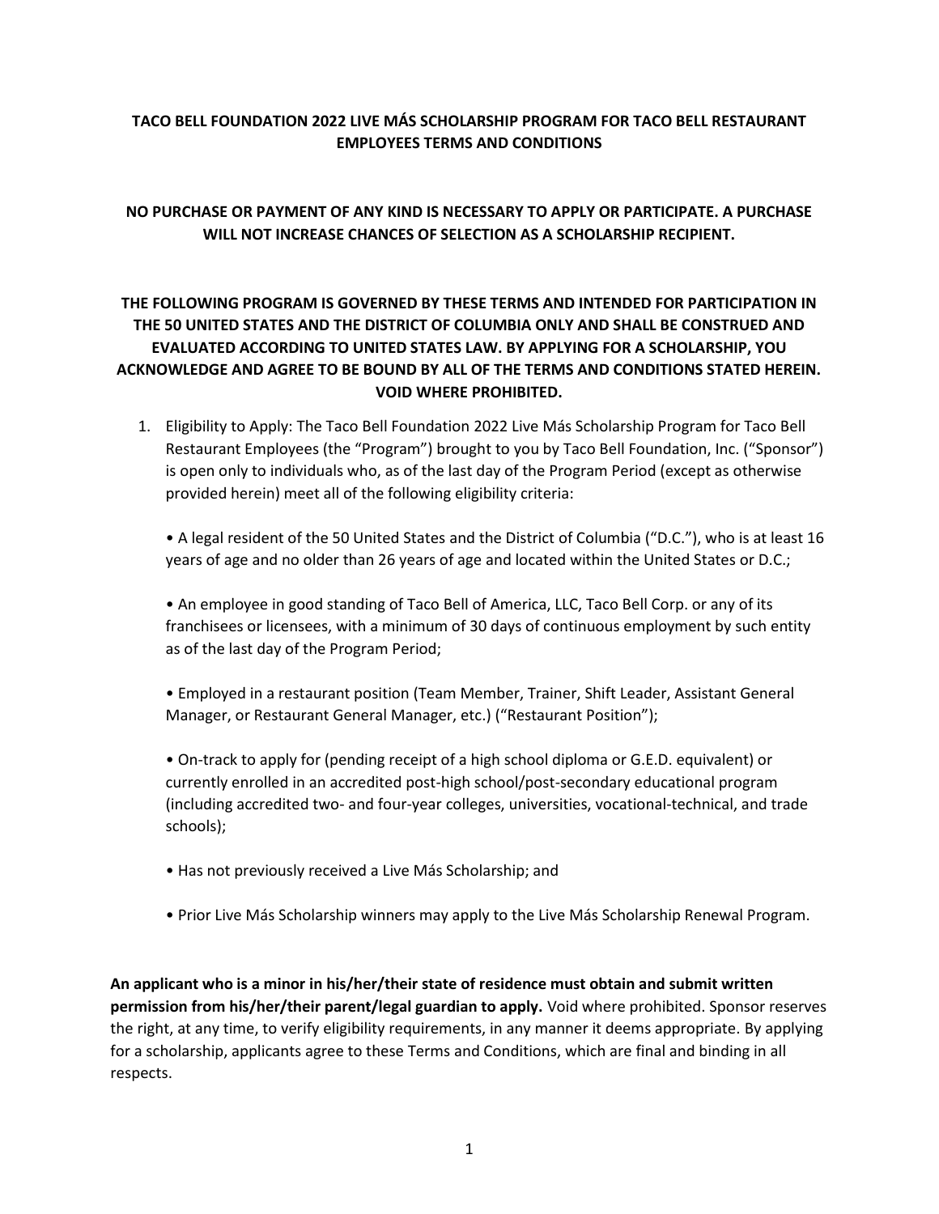**TACO BELL FOUNDATION 2022 LIVE MÁS SCHOLARSHIP PROGRAM FOR TACO BELL RESTAURANT EMPLOYEES TERMS AND CONDITIONS**

**NO PURCHASE OR PAYMENT OF ANY KIND IS NECESSARY TO APPLY OR PARTICIPATE. A PURCHASE WILL NOT INCREASE CHANCES OF SELECTION AS A SCHOLARSHIP RECIPIENT.**

**THE FOLLOWING PROGRAM IS GOVERNED BY THESE TERMS AND INTENDED FOR PARTICIPATION IN THE 50 UNITED STATES AND THE DISTRICT OF COLUMBIA ONLY AND SHALL BE CONSTRUED AND EVALUATED ACCORDING TO UNITED STATES LAW. BY APPLYING FOR A SCHOLARSHIP, YOU ACKNOWLEDGE AND AGREE TO BE BOUND BY ALL OF THE TERMS AND CONDITIONS STATED HEREIN. VOID WHERE PROHIBITED.**

1. Eligibility to Apply: The Taco Bell Foundation 2022 Live Más Scholarship Program for Taco Bell Restaurant Employees (the "Program") brought to you by Taco Bell Foundation, Inc. ("Sponsor") is open only to individuals who, as of the last day of the Program Period (except as otherwise provided herein) meet all of the following eligibility criteria:

   • A legal resident of the 50 United States and the District of Columbia ("D.C."), who is at least 16 years of age and no older than 26 years of age and located within the United States or D.C.;

   • An employee in good standing of Taco Bell of America, LLC, Taco Bell Corp. or any of its franchisees or licensees, with a minimum of 30 days of continuous employment by such entity as of the last day of the Program Period;

   • Employed in a restaurant position (Team Member, Trainer, Shift Leader, Assistant General Manager, or Restaurant General Manager, etc.) ("Restaurant Position");

   • On-track to apply for (pending receipt of a high school diploma or G.E.D. equivalent) or currently enrolled in an accredited post-high school/post-secondary educational program (including accredited two- and four-year colleges, universities, vocational-technical, and trade schools);

   • Has not previously received a Live Más Scholarship; and

   • Prior Live Más Scholarship winners may apply to the Live Más Scholarship Renewal Program.

**An applicant who is a minor in his/her/their state of residence must obtain and submit written permission from his/her/their parent/legal guardian to apply.** Void where prohibited. Sponsor reserves the right, at any time, to verify eligibility requirements, in any manner it deems appropriate. By applying for a scholarship, applicants agree to these Terms and Conditions, which are final and binding in all respects.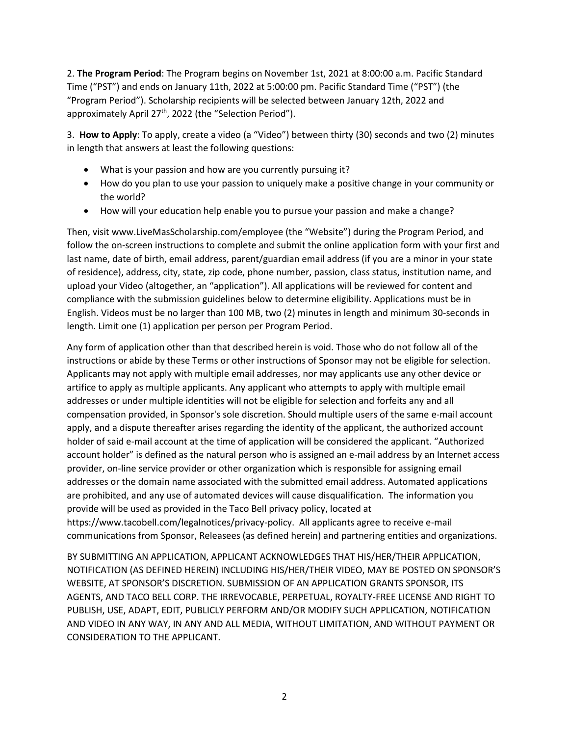2. **The Program Period**: The Program begins on November 1st, 2021 at 8:00:00 a.m. Pacific Standard Time ("PST") and ends on January 11th, 2022 at 5:00:00 pm. Pacific Standard Time ("PST") (the "Program Period"). Scholarship recipients will be selected between January 12th, 2022 and approximately April 27th, 2022 (the "Selection Period").

3. **How to Apply**: To apply, create a video (a "Video") between thirty (30) seconds and two (2) minutes in length that answers at least the following questions:

- What is your passion and how are you currently pursuing it?
- How do you plan to use your passion to uniquely make a positive change in your community or the world?
- How will your education help enable you to pursue your passion and make a change?

Then, visit www.LiveMasScholarship.com/employee (the "Website") during the Program Period, and follow the on-screen instructions to complete and submit the online application form with your first and last name, date of birth, email address, parent/guardian email address (if you are a minor in your state of residence), address, city, state, zip code, phone number, passion, class status, institution name, and upload your Video (altogether, an "application"). All applications will be reviewed for content and compliance with the submission guidelines below to determine eligibility. Applications must be in English. Videos must be no larger than 100 MB, two (2) minutes in length and minimum 30-seconds in length. Limit one (1) application per person per Program Period.

Any form of application other than that described herein is void. Those who do not follow all of the instructions or abide by these Terms or other instructions of Sponsor may not be eligible for selection. Applicants may not apply with multiple email addresses, nor may applicants use any other device or artifice to apply as multiple applicants. Any applicant who attempts to apply with multiple email addresses or under multiple identities will not be eligible for selection and forfeits any and all compensation provided, in Sponsor's sole discretion. Should multiple users of the same e-mail account apply, and a dispute thereafter arises regarding the identity of the applicant, the authorized account holder of said e-mail account at the time of application will be considered the applicant. "Authorized account holder" is defined as the natural person who is assigned an e-mail address by an Internet access provider, on-line service provider or other organization which is responsible for assigning email addresses or the domain name associated with the submitted email address. Automated applications are prohibited, and any use of automated devices will cause disqualification. The information you provide will be used as provided in the Taco Bell privacy policy, located at https://www.tacobell.com/legalnotices/privacy-policy. All applicants agree to receive e-mail communications from Sponsor, Releasees (as defined herein) and partnering entities and organizations.

BY SUBMITTING AN APPLICATION, APPLICANT ACKNOWLEDGES THAT HIS/HER/THEIR APPLICATION, NOTIFICATION (AS DEFINED HEREIN) INCLUDING HIS/HER/THEIR VIDEO, MAY BE POSTED ON SPONSOR'S WEBSITE, AT SPONSOR'S DISCRETION. SUBMISSION OF AN APPLICATION GRANTS SPONSOR, ITS AGENTS, AND TACO BELL CORP. THE IRREVOCABLE, PERPETUAL, ROYALTY-FREE LICENSE AND RIGHT TO PUBLISH, USE, ADAPT, EDIT, PUBLICLY PERFORM AND/OR MODIFY SUCH APPLICATION, NOTIFICATION AND VIDEO IN ANY WAY, IN ANY AND ALL MEDIA, WITHOUT LIMITATION, AND WITHOUT PAYMENT OR CONSIDERATION TO THE APPLICANT.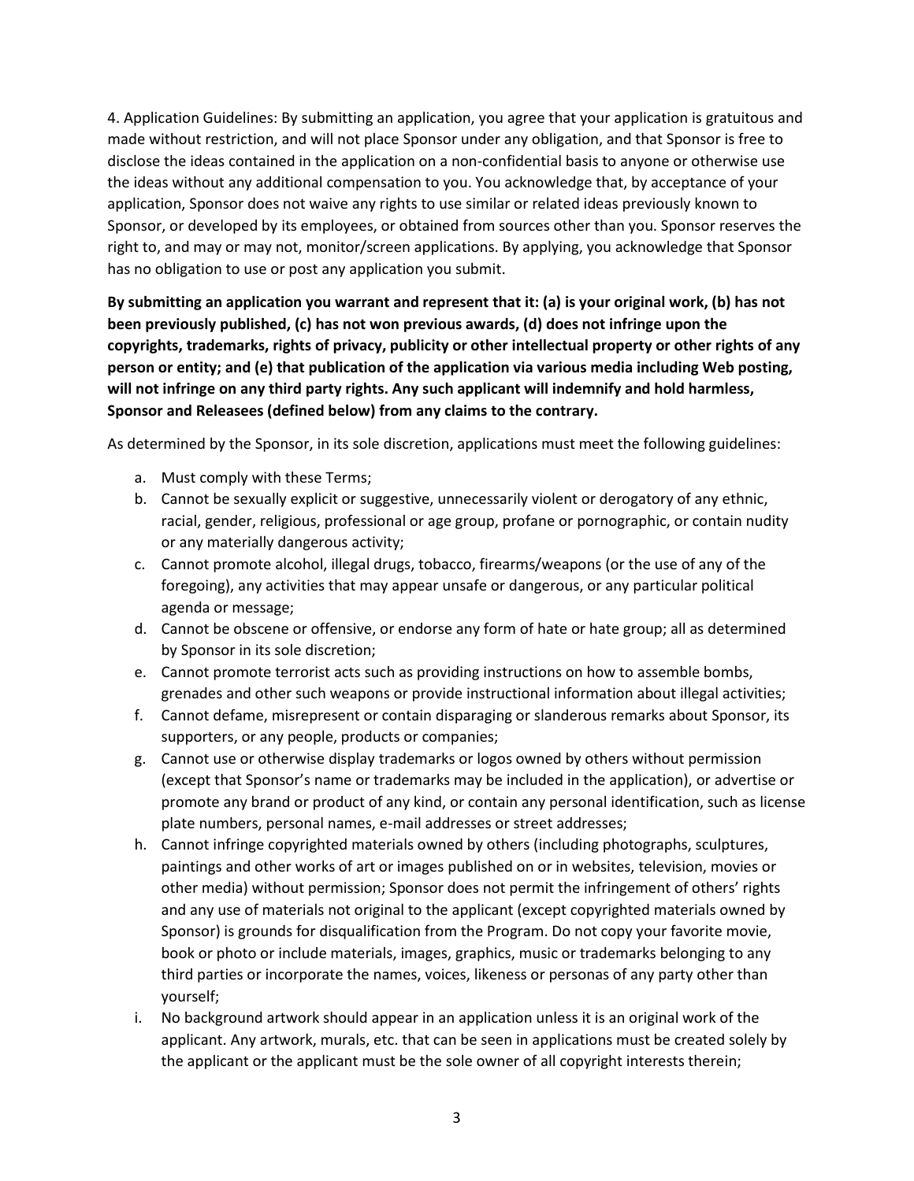4. Application Guidelines: By submitting an application, you agree that your application is gratuitous and made without restriction, and will not place Sponsor under any obligation, and that Sponsor is free to disclose the ideas contained in the application on a non-confidential basis to anyone or otherwise use the ideas without any additional compensation to you. You acknowledge that, by acceptance of your application, Sponsor does not waive any rights to use similar or related ideas previously known to Sponsor, or developed by its employees, or obtained from sources other than you. Sponsor reserves the right to, and may or may not, monitor/screen applications. By applying, you acknowledge that Sponsor has no obligation to use or post any application you submit.

**By submitting an application you warrant and represent that it: (a) is your original work, (b) has not been previously published, (c) has not won previous awards, (d) does not infringe upon the copyrights, trademarks, rights of privacy, publicity or other intellectual property or other rights of any person or entity; and (e) that publication of the application via various media including Web posting, will not infringe on any third party rights. Any such applicant will indemnify and hold harmless, Sponsor and Releasees (defined below) from any claims to the contrary.**

As determined by the Sponsor, in its sole discretion, applications must meet the following guidelines:

a. Must comply with these Terms;
b. Cannot be sexually explicit or suggestive, unnecessarily violent or derogatory of any ethnic, racial, gender, religious, professional or age group, profane or pornographic, or contain nudity or any materially dangerous activity;
c. Cannot promote alcohol, illegal drugs, tobacco, firearms/weapons (or the use of any of the foregoing), any activities that may appear unsafe or dangerous, or any particular political agenda or message;
d. Cannot be obscene or offensive, or endorse any form of hate or hate group; all as determined by Sponsor in its sole discretion;
e. Cannot promote terrorist acts such as providing instructions on how to assemble bombs, grenades and other such weapons or provide instructional information about illegal activities;
f. Cannot defame, misrepresent or contain disparaging or slanderous remarks about Sponsor, its supporters, or any people, products or companies;
g. Cannot use or otherwise display trademarks or logos owned by others without permission (except that Sponsor's name or trademarks may be included in the application), or advertise or promote any brand or product of any kind, or contain any personal identification, such as license plate numbers, personal names, e-mail addresses or street addresses;
h. Cannot infringe copyrighted materials owned by others (including photographs, sculptures, paintings and other works of art or images published on or in websites, television, movies or other media) without permission; Sponsor does not permit the infringement of others' rights and any use of materials not original to the applicant (except copyrighted materials owned by Sponsor) is grounds for disqualification from the Program. Do not copy your favorite movie, book or photo or include materials, images, graphics, music or trademarks belonging to any third parties or incorporate the names, voices, likeness or personas of any party other than yourself;
i. No background artwork should appear in an application unless it is an original work of the applicant. Any artwork, murals, etc. that can be seen in applications must be created solely by the applicant or the applicant must be the sole owner of all copyright interests therein;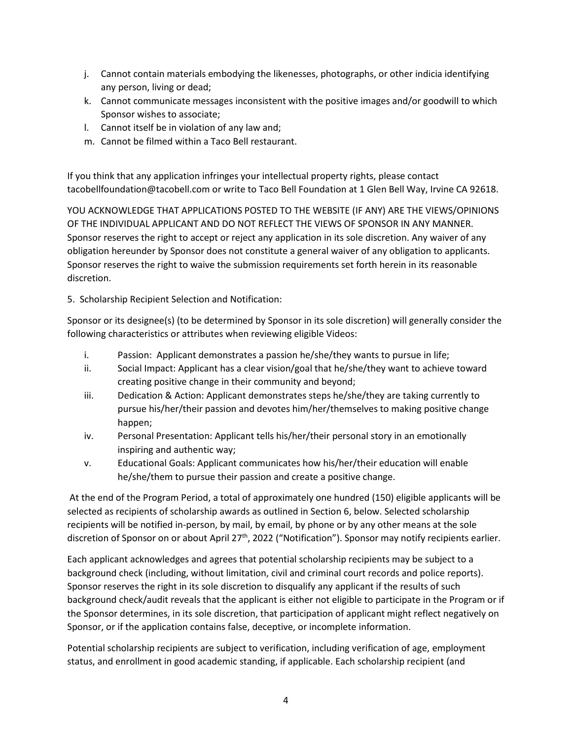j. Cannot contain materials embodying the likenesses, photographs, or other indicia identifying any person, living or dead;
k. Cannot communicate messages inconsistent with the positive images and/or goodwill to which Sponsor wishes to associate;
l. Cannot itself be in violation of any law and;
m. Cannot be filmed within a Taco Bell restaurant.

If you think that any application infringes your intellectual property rights, please contact tacobellfoundation@tacobell.com or write to Taco Bell Foundation at 1 Glen Bell Way, Irvine CA 92618.

YOU ACKNOWLEDGE THAT APPLICATIONS POSTED TO THE WEBSITE (IF ANY) ARE THE VIEWS/OPINIONS OF THE INDIVIDUAL APPLICANT AND DO NOT REFLECT THE VIEWS OF SPONSOR IN ANY MANNER. Sponsor reserves the right to accept or reject any application in its sole discretion. Any waiver of any obligation hereunder by Sponsor does not constitute a general waiver of any obligation to applicants. Sponsor reserves the right to waive the submission requirements set forth herein in its reasonable discretion.

5. Scholarship Recipient Selection and Notification:

Sponsor or its designee(s) (to be determined by Sponsor in its sole discretion) will generally consider the following characteristics or attributes when reviewing eligible Videos:

i. Passion: Applicant demonstrates a passion he/she/they wants to pursue in life;
ii. Social Impact: Applicant has a clear vision/goal that he/she/they want to achieve toward creating positive change in their community and beyond;
iii. Dedication & Action: Applicant demonstrates steps he/she/they are taking currently to pursue his/her/their passion and devotes him/her/themselves to making positive change happen;
iv. Personal Presentation: Applicant tells his/her/their personal story in an emotionally inspiring and authentic way;
v. Educational Goals: Applicant communicates how his/her/their education will enable he/she/them to pursue their passion and create a positive change.

At the end of the Program Period, a total of approximately one hundred (150) eligible applicants will be selected as recipients of scholarship awards as outlined in Section 6, below. Selected scholarship recipients will be notified in-person, by mail, by email, by phone or by any other means at the sole discretion of Sponsor on or about April 27th, 2022 ("Notification"). Sponsor may notify recipients earlier.

Each applicant acknowledges and agrees that potential scholarship recipients may be subject to a background check (including, without limitation, civil and criminal court records and police reports). Sponsor reserves the right in its sole discretion to disqualify any applicant if the results of such background check/audit reveals that the applicant is either not eligible to participate in the Program or if the Sponsor determines, in its sole discretion, that participation of applicant might reflect negatively on Sponsor, or if the application contains false, deceptive, or incomplete information.

Potential scholarship recipients are subject to verification, including verification of age, employment status, and enrollment in good academic standing, if applicable. Each scholarship recipient (and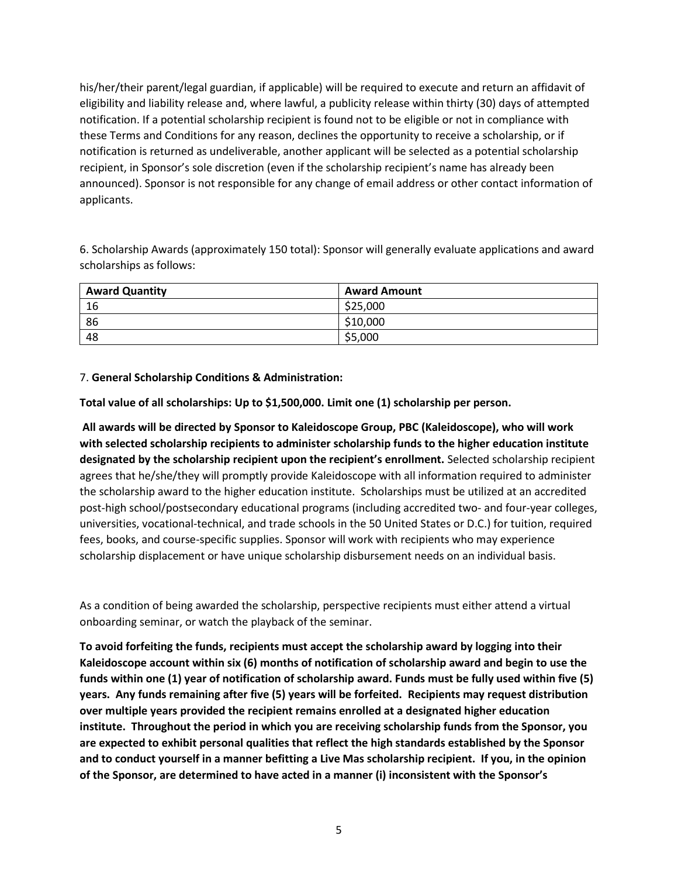his/her/their parent/legal guardian, if applicable) will be required to execute and return an affidavit of eligibility and liability release and, where lawful, a publicity release within thirty (30) days of attempted notification. If a potential scholarship recipient is found not to be eligible or not in compliance with these Terms and Conditions for any reason, declines the opportunity to receive a scholarship, or if notification is returned as undeliverable, another applicant will be selected as a potential scholarship recipient, in Sponsor's sole discretion (even if the scholarship recipient's name has already been announced). Sponsor is not responsible for any change of email address or other contact information of applicants.

6. Scholarship Awards (approximately 150 total): Sponsor will generally evaluate applications and award scholarships as follows:

| Award Quantity | Award Amount |
|---|---|
| 16 | $25,000 |
| 86 | $10,000 |
| 48 | $5,000 |

7. **General Scholarship Conditions & Administration:**

**Total value of all scholarships: Up to $1,500,000. Limit one (1) scholarship per person.**

**All awards will be directed by Sponsor to Kaleidoscope Group, PBC (Kaleidoscope), who will work with selected scholarship recipients to administer scholarship funds to the higher education institute designated by the scholarship recipient upon the recipient's enrollment.** Selected scholarship recipient agrees that he/she/they will promptly provide Kaleidoscope with all information required to administer the scholarship award to the higher education institute. Scholarships must be utilized at an accredited post-high school/postsecondary educational programs (including accredited two- and four-year colleges, universities, vocational-technical, and trade schools in the 50 United States or D.C.) for tuition, required fees, books, and course-specific supplies. Sponsor will work with recipients who may experience scholarship displacement or have unique scholarship disbursement needs on an individual basis.

As a condition of being awarded the scholarship, perspective recipients must either attend a virtual onboarding seminar, or watch the playback of the seminar.

**To avoid forfeiting the funds, recipients must accept the scholarship award by logging into their Kaleidoscope account within six (6) months of notification of scholarship award and begin to use the funds within one (1) year of notification of scholarship award. Funds must be fully used within five (5) years. Any funds remaining after five (5) years will be forfeited. Recipients may request distribution over multiple years provided the recipient remains enrolled at a designated higher education institute. Throughout the period in which you are receiving scholarship funds from the Sponsor, you are expected to exhibit personal qualities that reflect the high standards established by the Sponsor and to conduct yourself in a manner befitting a Live Mas scholarship recipient. If you, in the opinion of the Sponsor, are determined to have acted in a manner (i) inconsistent with the Sponsor's**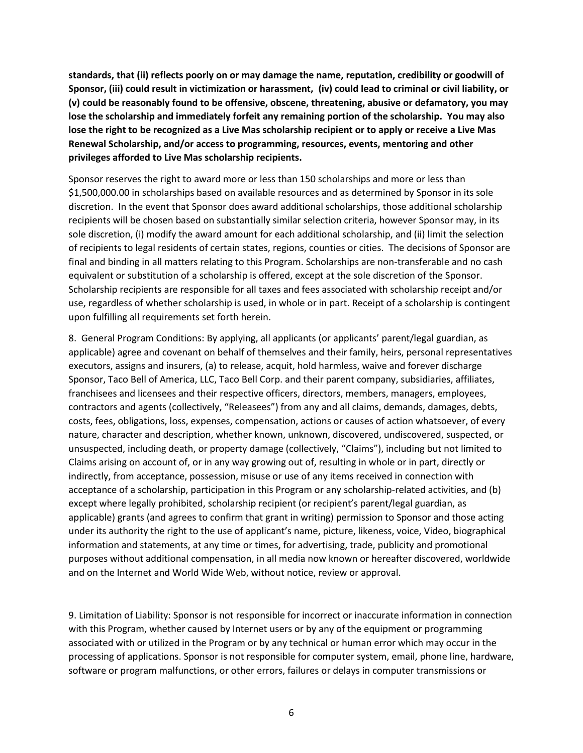**standards, that (ii) reflects poorly on or may damage the name, reputation, credibility or goodwill of Sponsor, (iii) could result in victimization or harassment, (iv) could lead to criminal or civil liability, or (v) could be reasonably found to be offensive, obscene, threatening, abusive or defamatory, you may lose the scholarship and immediately forfeit any remaining portion of the scholarship. You may also lose the right to be recognized as a Live Mas scholarship recipient or to apply or receive a Live Mas Renewal Scholarship, and/or access to programming, resources, events, mentoring and other privileges afforded to Live Mas scholarship recipients.**

Sponsor reserves the right to award more or less than 150 scholarships and more or less than $1,500,000.00 in scholarships based on available resources and as determined by Sponsor in its sole discretion. In the event that Sponsor does award additional scholarships, those additional scholarship recipients will be chosen based on substantially similar selection criteria, however Sponsor may, in its sole discretion, (i) modify the award amount for each additional scholarship, and (ii) limit the selection of recipients to legal residents of certain states, regions, counties or cities. The decisions of Sponsor are final and binding in all matters relating to this Program. Scholarships are non-transferable and no cash equivalent or substitution of a scholarship is offered, except at the sole discretion of the Sponsor. Scholarship recipients are responsible for all taxes and fees associated with scholarship receipt and/or use, regardless of whether scholarship is used, in whole or in part. Receipt of a scholarship is contingent upon fulfilling all requirements set forth herein.

8. General Program Conditions: By applying, all applicants (or applicants' parent/legal guardian, as applicable) agree and covenant on behalf of themselves and their family, heirs, personal representatives executors, assigns and insurers, (a) to release, acquit, hold harmless, waive and forever discharge Sponsor, Taco Bell of America, LLC, Taco Bell Corp. and their parent company, subsidiaries, affiliates, franchisees and licensees and their respective officers, directors, members, managers, employees, contractors and agents (collectively, "Releasees") from any and all claims, demands, damages, debts, costs, fees, obligations, loss, expenses, compensation, actions or causes of action whatsoever, of every nature, character and description, whether known, unknown, discovered, undiscovered, suspected, or unsuspected, including death, or property damage (collectively, "Claims"), including but not limited to Claims arising on account of, or in any way growing out of, resulting in whole or in part, directly or indirectly, from acceptance, possession, misuse or use of any items received in connection with acceptance of a scholarship, participation in this Program or any scholarship-related activities, and (b) except where legally prohibited, scholarship recipient (or recipient's parent/legal guardian, as applicable) grants (and agrees to confirm that grant in writing) permission to Sponsor and those acting under its authority the right to the use of applicant's name, picture, likeness, voice, Video, biographical information and statements, at any time or times, for advertising, trade, publicity and promotional purposes without additional compensation, in all media now known or hereafter discovered, worldwide and on the Internet and World Wide Web, without notice, review or approval.

9. Limitation of Liability: Sponsor is not responsible for incorrect or inaccurate information in connection with this Program, whether caused by Internet users or by any of the equipment or programming associated with or utilized in the Program or by any technical or human error which may occur in the processing of applications. Sponsor is not responsible for computer system, email, phone line, hardware, software or program malfunctions, or other errors, failures or delays in computer transmissions or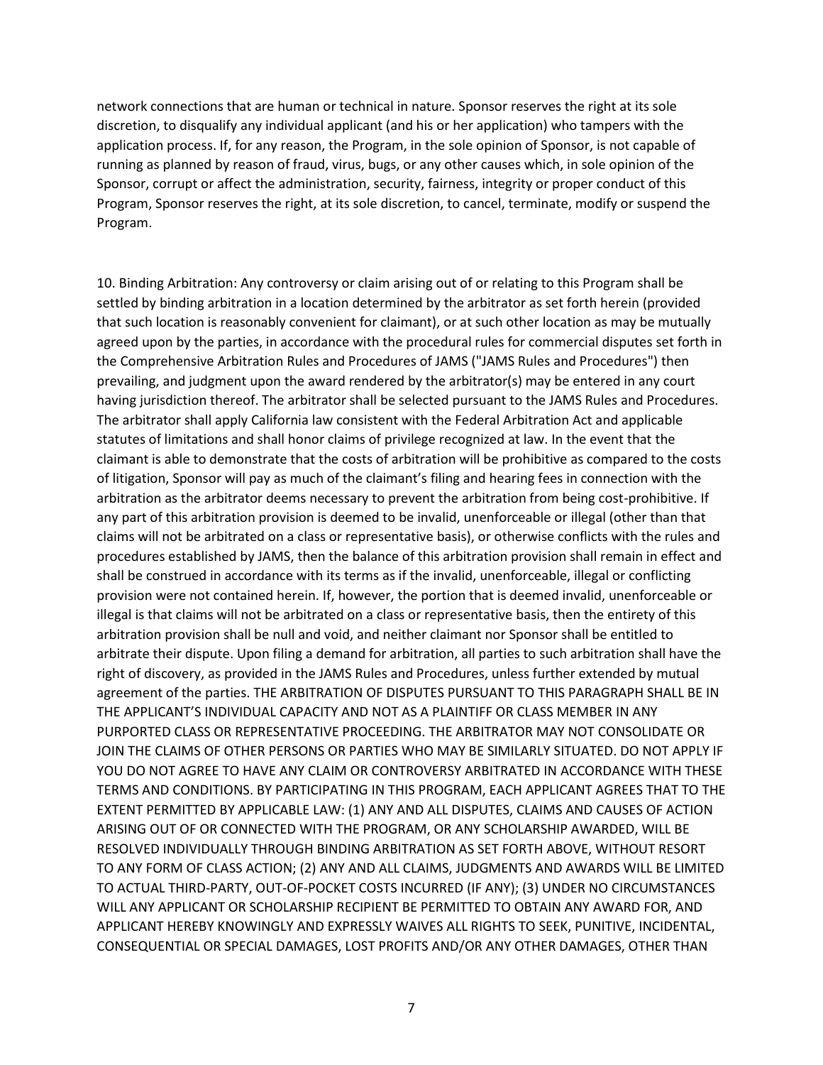network connections that are human or technical in nature. Sponsor reserves the right at its sole discretion, to disqualify any individual applicant (and his or her application) who tampers with the application process. If, for any reason, the Program, in the sole opinion of Sponsor, is not capable of running as planned by reason of fraud, virus, bugs, or any other causes which, in sole opinion of the Sponsor, corrupt or affect the administration, security, fairness, integrity or proper conduct of this Program, Sponsor reserves the right, at its sole discretion, to cancel, terminate, modify or suspend the Program.

10. Binding Arbitration: Any controversy or claim arising out of or relating to this Program shall be settled by binding arbitration in a location determined by the arbitrator as set forth herein (provided that such location is reasonably convenient for claimant), or at such other location as may be mutually agreed upon by the parties, in accordance with the procedural rules for commercial disputes set forth in the Comprehensive Arbitration Rules and Procedures of JAMS ("JAMS Rules and Procedures") then prevailing, and judgment upon the award rendered by the arbitrator(s) may be entered in any court having jurisdiction thereof. The arbitrator shall be selected pursuant to the JAMS Rules and Procedures. The arbitrator shall apply California law consistent with the Federal Arbitration Act and applicable statutes of limitations and shall honor claims of privilege recognized at law. In the event that the claimant is able to demonstrate that the costs of arbitration will be prohibitive as compared to the costs of litigation, Sponsor will pay as much of the claimant's filing and hearing fees in connection with the arbitration as the arbitrator deems necessary to prevent the arbitration from being cost-prohibitive. If any part of this arbitration provision is deemed to be invalid, unenforceable or illegal (other than that claims will not be arbitrated on a class or representative basis), or otherwise conflicts with the rules and procedures established by JAMS, then the balance of this arbitration provision shall remain in effect and shall be construed in accordance with its terms as if the invalid, unenforceable, illegal or conflicting provision were not contained herein. If, however, the portion that is deemed invalid, unenforceable or illegal is that claims will not be arbitrated on a class or representative basis, then the entirety of this arbitration provision shall be null and void, and neither claimant nor Sponsor shall be entitled to arbitrate their dispute. Upon filing a demand for arbitration, all parties to such arbitration shall have the right of discovery, as provided in the JAMS Rules and Procedures, unless further extended by mutual agreement of the parties. THE ARBITRATION OF DISPUTES PURSUANT TO THIS PARAGRAPH SHALL BE IN THE APPLICANT'S INDIVIDUAL CAPACITY AND NOT AS A PLAINTIFF OR CLASS MEMBER IN ANY PURPORTED CLASS OR REPRESENTATIVE PROCEEDING. THE ARBITRATOR MAY NOT CONSOLIDATE OR JOIN THE CLAIMS OF OTHER PERSONS OR PARTIES WHO MAY BE SIMILARLY SITUATED. DO NOT APPLY IF YOU DO NOT AGREE TO HAVE ANY CLAIM OR CONTROVERSY ARBITRATED IN ACCORDANCE WITH THESE TERMS AND CONDITIONS. BY PARTICIPATING IN THIS PROGRAM, EACH APPLICANT AGREES THAT TO THE EXTENT PERMITTED BY APPLICABLE LAW: (1) ANY AND ALL DISPUTES, CLAIMS AND CAUSES OF ACTION ARISING OUT OF OR CONNECTED WITH THE PROGRAM, OR ANY SCHOLARSHIP AWARDED, WILL BE RESOLVED INDIVIDUALLY THROUGH BINDING ARBITRATION AS SET FORTH ABOVE, WITHOUT RESORT TO ANY FORM OF CLASS ACTION; (2) ANY AND ALL CLAIMS, JUDGMENTS AND AWARDS WILL BE LIMITED TO ACTUAL THIRD-PARTY, OUT-OF-POCKET COSTS INCURRED (IF ANY); (3) UNDER NO CIRCUMSTANCES WILL ANY APPLICANT OR SCHOLARSHIP RECIPIENT BE PERMITTED TO OBTAIN ANY AWARD FOR, AND APPLICANT HEREBY KNOWINGLY AND EXPRESSLY WAIVES ALL RIGHTS TO SEEK, PUNITIVE, INCIDENTAL, CONSEQUENTIAL OR SPECIAL DAMAGES, LOST PROFITS AND/OR ANY OTHER DAMAGES, OTHER THAN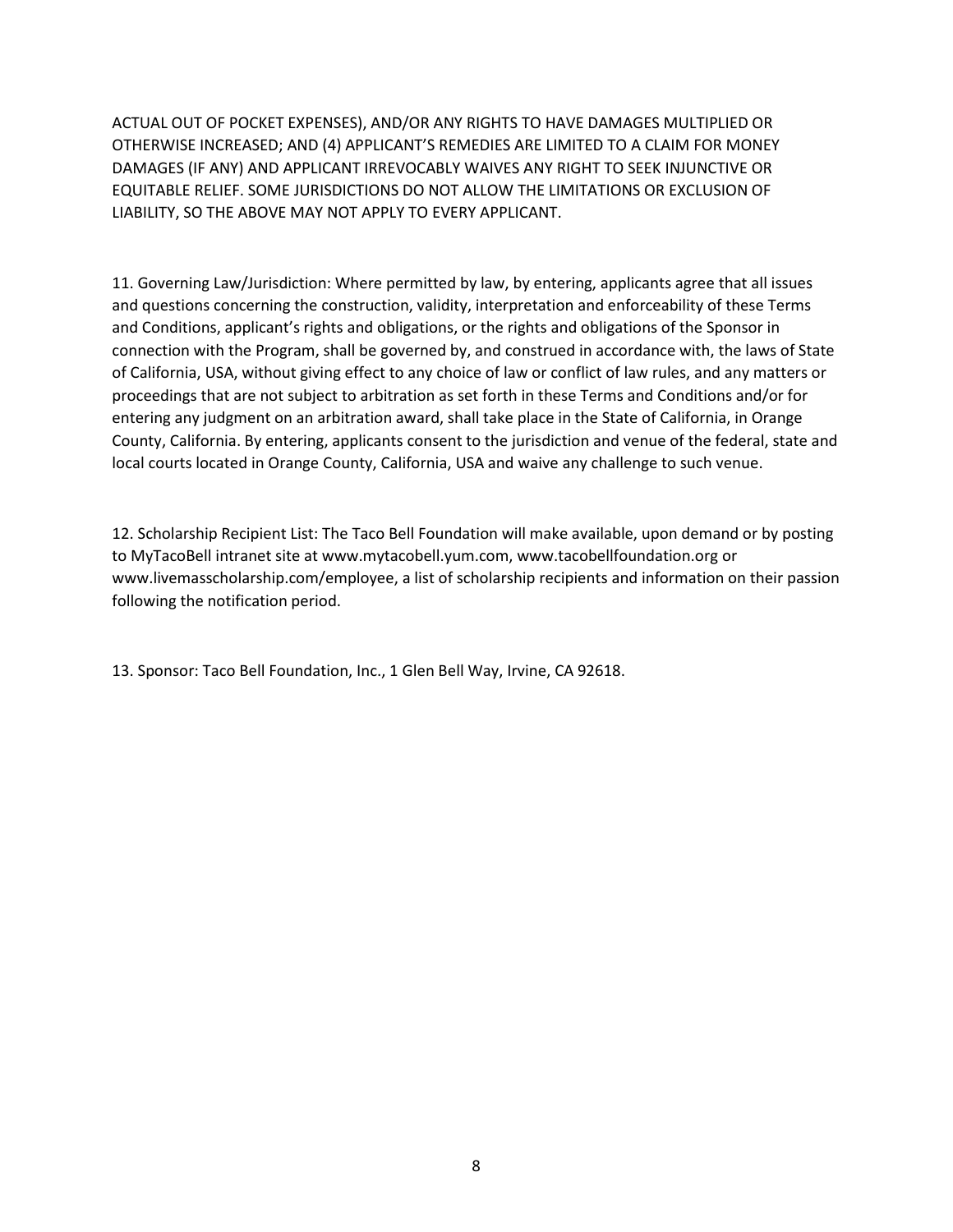ACTUAL OUT OF POCKET EXPENSES), AND/OR ANY RIGHTS TO HAVE DAMAGES MULTIPLIED OR OTHERWISE INCREASED; AND (4) APPLICANT'S REMEDIES ARE LIMITED TO A CLAIM FOR MONEY DAMAGES (IF ANY) AND APPLICANT IRREVOCABLY WAIVES ANY RIGHT TO SEEK INJUNCTIVE OR EQUITABLE RELIEF. SOME JURISDICTIONS DO NOT ALLOW THE LIMITATIONS OR EXCLUSION OF LIABILITY, SO THE ABOVE MAY NOT APPLY TO EVERY APPLICANT.

11. Governing Law/Jurisdiction: Where permitted by law, by entering, applicants agree that all issues and questions concerning the construction, validity, interpretation and enforceability of these Terms and Conditions, applicant's rights and obligations, or the rights and obligations of the Sponsor in connection with the Program, shall be governed by, and construed in accordance with, the laws of State of California, USA, without giving effect to any choice of law or conflict of law rules, and any matters or proceedings that are not subject to arbitration as set forth in these Terms and Conditions and/or for entering any judgment on an arbitration award, shall take place in the State of California, in Orange County, California. By entering, applicants consent to the jurisdiction and venue of the federal, state and local courts located in Orange County, California, USA and waive any challenge to such venue.

12. Scholarship Recipient List: The Taco Bell Foundation will make available, upon demand or by posting to MyTacoBell intranet site at www.mytacobell.yum.com, www.tacobellfoundation.org or www.livemasscholarship.com/employee, a list of scholarship recipients and information on their passion following the notification period.

13. Sponsor: Taco Bell Foundation, Inc., 1 Glen Bell Way, Irvine, CA 92618.